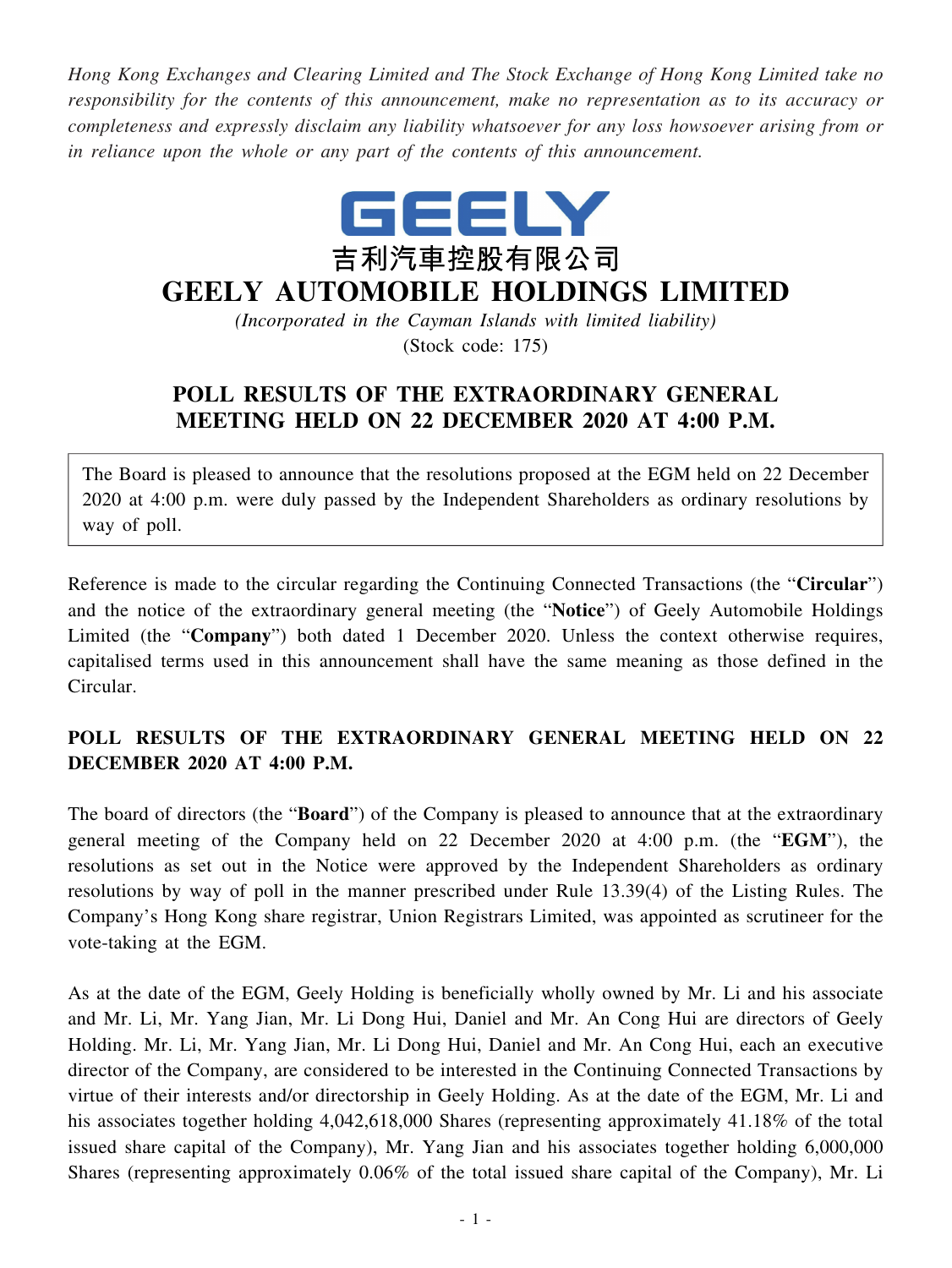*Hong Kong Exchanges and Clearing Limited and The Stock Exchange of Hong Kong Limited take no responsibility for the contents of this announcement, make no representation as to its accuracy or completeness and expressly disclaim any liability whatsoever for any loss howsoever arising from or in reliance upon the whole or any part of the contents of this announcement.*

GEELY

吉利汽車控股有限公司

# GEELY AUTOMOBILE HOLDINGS LIMITED

*(Incorporated in the Cayman Islands with limited liability)*

(Stock code: 175)

## POLL RESULTS OF THE EXTRAORDINARY GENERAL MEETING HELD ON 22 DECEMBER 2020 AT 4:00 P.M.

The Board is pleased to announce that the resolutions proposed at the EGM held on 22 December 2020 at 4:00 p.m. were duly passed by the Independent Shareholders as ordinary resolutions by way of poll.

Reference is made to the circular regarding the Continuing Connected Transactions (the "**Circular**") and the notice of the extraordinary general meeting (the "**Notice**") of Geely Automobile Holdings Limited (the "**Company**") both dated 1 December 2020. Unless the context otherwise requires, capitalised terms used in this announcement shall have the same meaning as those defined in the Circular.

### POLL RESULTS OF THE EXTRAORDINARY GENERAL MEETING HELD ON 22 DECEMBER 2020 AT 4:00 P.M.

The board of directors (the "**Board**") of the Company is pleased to announce that at the extraordinary general meeting of the Company held on 22 December 2020 at 4:00 p.m. (the "**EGM**"), the resolutions as set out in the Notice were approved by the Independent Shareholders as ordinary resolutions by way of poll in the manner prescribed under Rule 13.39(4) of the Listing Rules. The Company's Hong Kong share registrar, Union Registrars Limited, was appointed as scrutineer for the vote-taking at the EGM.

As at the date of the EGM, Geely Holding is beneficially wholly owned by Mr. Li and his associate and Mr. Li, Mr. Yang Jian, Mr. Li Dong Hui, Daniel and Mr. An Cong Hui are directors of Geely Holding. Mr. Li, Mr. Yang Jian, Mr. Li Dong Hui, Daniel and Mr. An Cong Hui, each an executive director of the Company, are considered to be interested in the Continuing Connected Transactions by virtue of their interests and/or directorship in Geely Holding. As at the date of the EGM, Mr. Li and his associates together holding 4,042,618,000 Shares (representing approximately 41.18% of the total issued share capital of the Company), Mr. Yang Jian and his associates together holding 6,000,000 Shares (representing approximately 0.06% of the total issued share capital of the Company), Mr. Li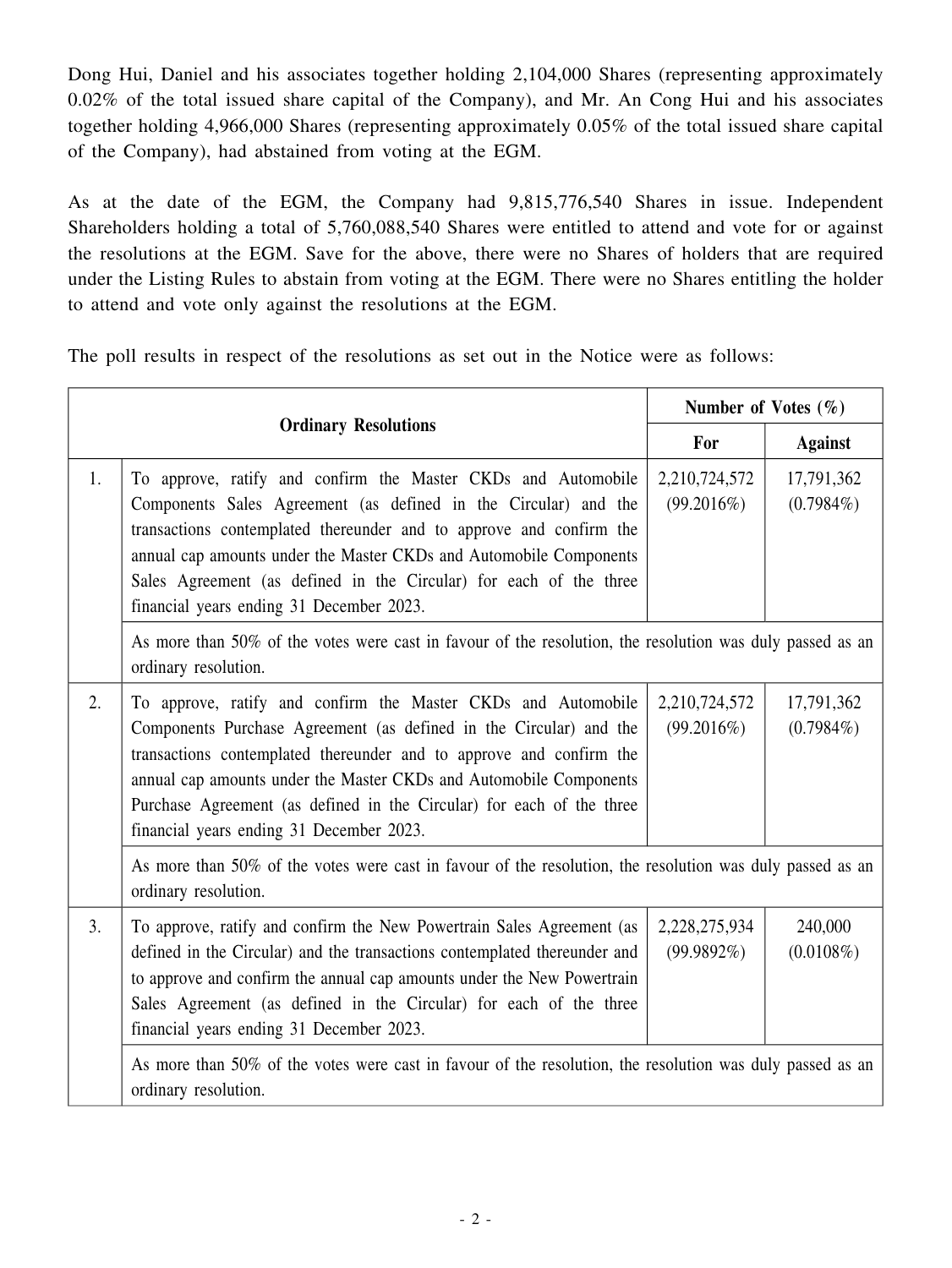Dong Hui, Daniel and his associates together holding 2,104,000 Shares (representing approximately 0.02% of the total issued share capital of the Company), and Mr. An Cong Hui and his associates together holding 4,966,000 Shares (representing approximately 0.05% of the total issued share capital of the Company), had abstained from voting at the EGM.

As at the date of the EGM, the Company had 9,815,776,540 Shares in issue. Independent Shareholders holding a total of 5,760,088,540 Shares were entitled to attend and vote for or against the resolutions at the EGM. Save for the above, there were no Shares of holders that are required under the Listing Rules to abstain from voting at the EGM. There were no Shares entitling the holder to attend and vote only against the resolutions at the EGM.

The poll results in respect of the resolutions as set out in the Notice were as follows:

| Ordinary Resolutions | | Number of Votes (%) | |
|---|---|---|---|
| | | **For** | **Against** |
| 1. | To approve, ratify and confirm the Master CKDs and Automobile Components Sales Agreement (as defined in the Circular) and the transactions contemplated thereunder and to approve and confirm the annual cap amounts under the Master CKDs and Automobile Components Sales Agreement (as defined in the Circular) for each of the three financial years ending 31 December 2023. | 2,210,724,572 (99.2016%) | 17,791,362 (0.7984%) |
| | As more than 50% of the votes were cast in favour of the resolution, the resolution was duly passed as an ordinary resolution. | | |
| 2. | To approve, ratify and confirm the Master CKDs and Automobile Components Purchase Agreement (as defined in the Circular) and the transactions contemplated thereunder and to approve and confirm the annual cap amounts under the Master CKDs and Automobile Components Purchase Agreement (as defined in the Circular) for each of the three financial years ending 31 December 2023. | 2,210,724,572 (99.2016%) | 17,791,362 (0.7984%) |
| | As more than 50% of the votes were cast in favour of the resolution, the resolution was duly passed as an ordinary resolution. | | |
| 3. | To approve, ratify and confirm the New Powertrain Sales Agreement (as defined in the Circular) and the transactions contemplated thereunder and to approve and confirm the annual cap amounts under the New Powertrain Sales Agreement (as defined in the Circular) for each of the three financial years ending 31 December 2023. | 2,228,275,934 (99.9892%) | 240,000 (0.0108%) |
| | As more than 50% of the votes were cast in favour of the resolution, the resolution was duly passed as an ordinary resolution. | | |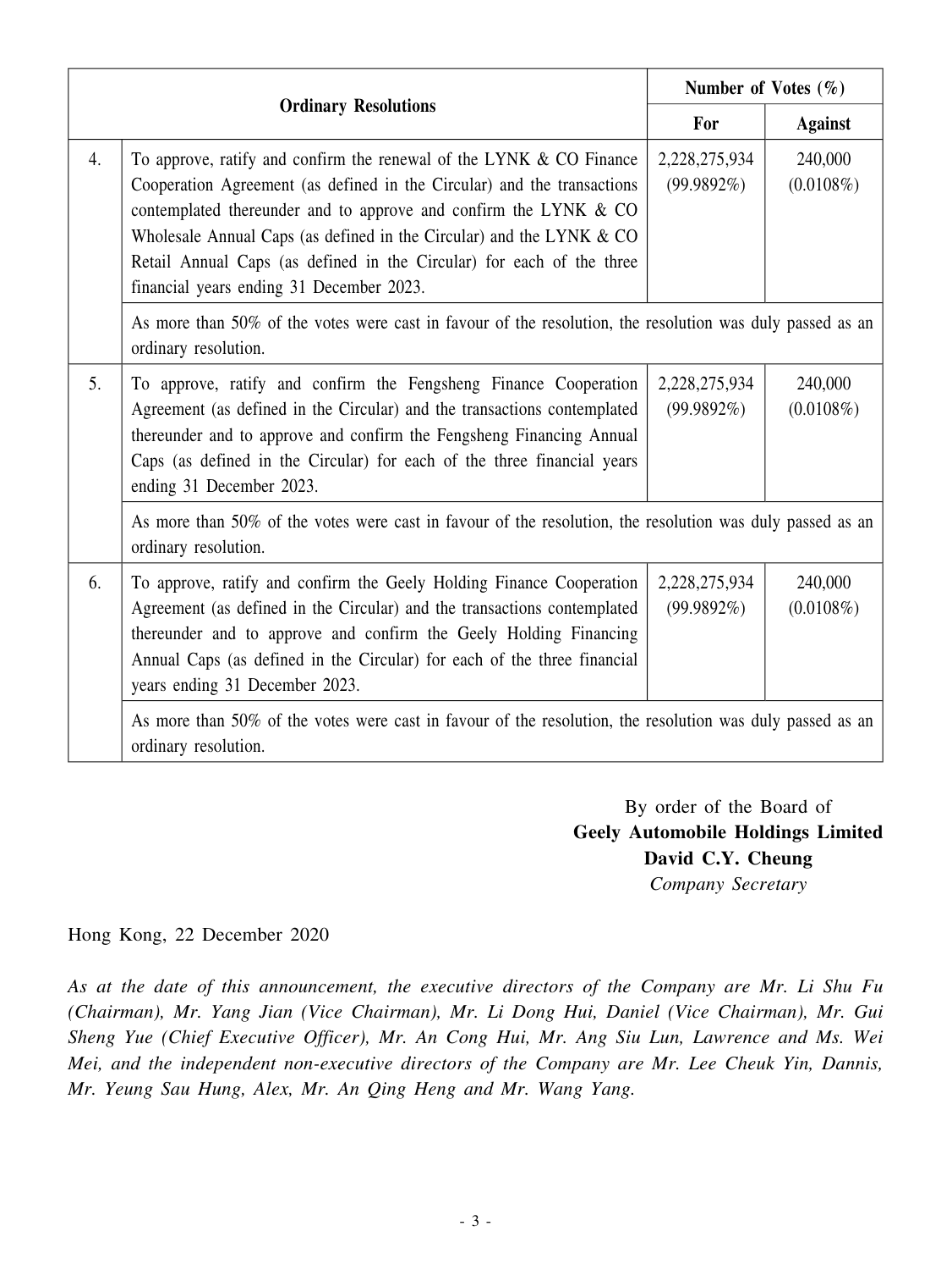| Ordinary Resolutions | | Number of Votes (%) | |
|---|---|---|---|
| | | For | Against |
| 4. | To approve, ratify and confirm the renewal of the LYNK & CO Finance Cooperation Agreement (as defined in the Circular) and the transactions contemplated thereunder and to approve and confirm the LYNK & CO Wholesale Annual Caps (as defined in the Circular) and the LYNK & CO Retail Annual Caps (as defined in the Circular) for each of the three financial years ending 31 December 2023. | 2,228,275,934 (99.9892%) | 240,000 (0.0108%) |
| | As more than 50% of the votes were cast in favour of the resolution, the resolution was duly passed as an ordinary resolution. | | |
| 5. | To approve, ratify and confirm the Fengsheng Finance Cooperation Agreement (as defined in the Circular) and the transactions contemplated thereunder and to approve and confirm the Fengsheng Financing Annual Caps (as defined in the Circular) for each of the three financial years ending 31 December 2023. | 2,228,275,934 (99.9892%) | 240,000 (0.0108%) |
| | As more than 50% of the votes were cast in favour of the resolution, the resolution was duly passed as an ordinary resolution. | | |
| 6. | To approve, ratify and confirm the Geely Holding Finance Cooperation Agreement (as defined in the Circular) and the transactions contemplated thereunder and to approve and confirm the Geely Holding Financing Annual Caps (as defined in the Circular) for each of the three financial years ending 31 December 2023. | 2,228,275,934 (99.9892%) | 240,000 (0.0108%) |
| | As more than 50% of the votes were cast in favour of the resolution, the resolution was duly passed as an ordinary resolution. | | |

By order of the Board of
**Geely Automobile Holdings Limited**
**David C.Y. Cheung**
*Company Secretary*

Hong Kong, 22 December 2020

*As at the date of this announcement, the executive directors of the Company are Mr. Li Shu Fu (Chairman), Mr. Yang Jian (Vice Chairman), Mr. Li Dong Hui, Daniel (Vice Chairman), Mr. Gui Sheng Yue (Chief Executive Officer), Mr. An Cong Hui, Mr. Ang Siu Lun, Lawrence and Ms. Wei Mei, and the independent non-executive directors of the Company are Mr. Lee Cheuk Yin, Dannis, Mr. Yeung Sau Hung, Alex, Mr. An Qing Heng and Mr. Wang Yang.*